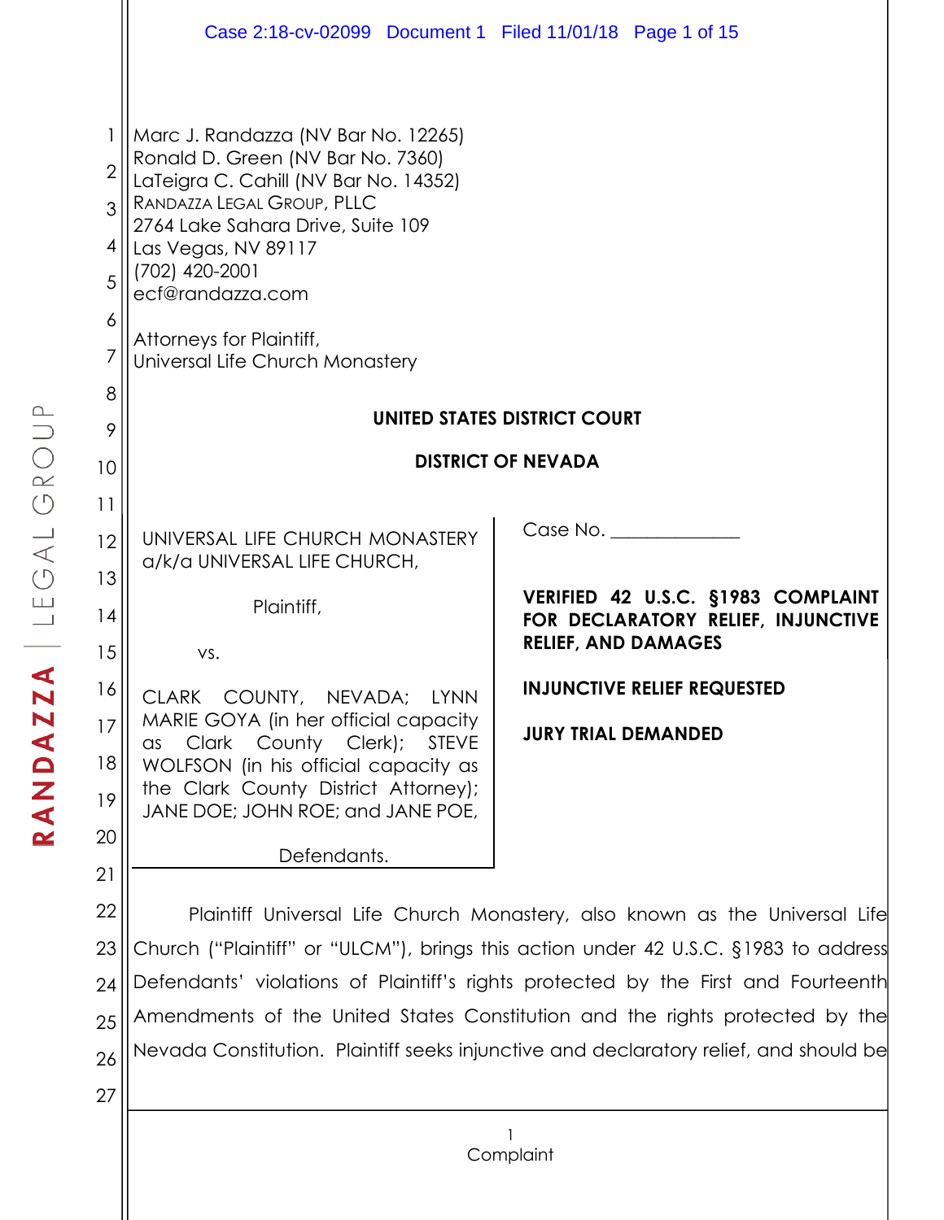Marc J. Randazza (NV Bar No. 12265)
Ronald D. Green (NV Bar No. 7360)
LaTeigra C. Cahill (NV Bar No. 14352)
RANDAZZA LEGAL GROUP, PLLC
2764 Lake Sahara Drive, Suite 109
Las Vegas, NV 89117
(702) 420-2001
ecf@randazza.com

Attorneys for Plaintiff,
Universal Life Church Monastery

**UNITED STATES DISTRICT COURT**

**DISTRICT OF NEVADA**

UNIVERSAL LIFE CHURCH MONASTERY a/k/a UNIVERSAL LIFE CHURCH,

Plaintiff,

vs.

CLARK COUNTY, NEVADA; LYNN MARIE GOYA (in her official capacity as Clark County Clerk); STEVE WOLFSON (in his official capacity as the Clark County District Attorney); JANE DOE; JOHN ROE; and JANE POE,

Defendants.

Case No. _____________

**VERIFIED 42 U.S.C. §1983 COMPLAINT FOR DECLARATORY RELIEF, INJUNCTIVE RELIEF, AND DAMAGES**

**INJUNCTIVE RELIEF REQUESTED**

**JURY TRIAL DEMANDED**

Plaintiff Universal Life Church Monastery, also known as the Universal Life Church ("Plaintiff" or "ULCM"), brings this action under 42 U.S.C. §1983 to address Defendants' violations of Plaintiff's rights protected by the First and Fourteenth Amendments of the United States Constitution and the rights protected by the Nevada Constitution. Plaintiff seeks injunctive and declaratory relief, and should be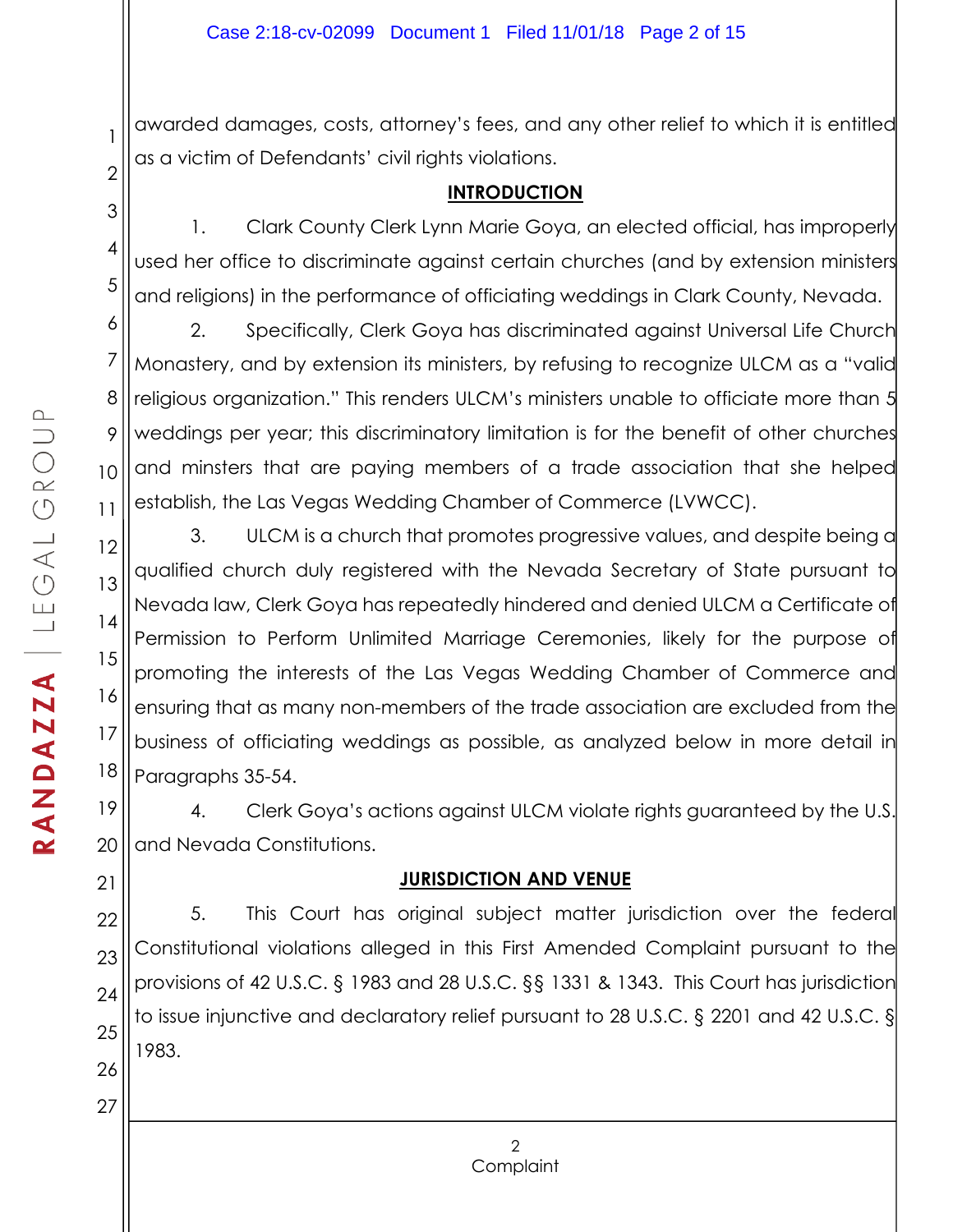awarded damages, costs, attorney's fees, and any other relief to which it is entitled as a victim of Defendants' civil rights violations.

## INTRODUCTION

1. Clark County Clerk Lynn Marie Goya, an elected official, has improperly used her office to discriminate against certain churches (and by extension ministers and religions) in the performance of officiating weddings in Clark County, Nevada.

2. Specifically, Clerk Goya has discriminated against Universal Life Church Monastery, and by extension its ministers, by refusing to recognize ULCM as a "valid religious organization." This renders ULCM's ministers unable to officiate more than 5 weddings per year; this discriminatory limitation is for the benefit of other churches and minsters that are paying members of a trade association that she helped establish, the Las Vegas Wedding Chamber of Commerce (LVWCC).

3. ULCM is a church that promotes progressive values, and despite being a qualified church duly registered with the Nevada Secretary of State pursuant to Nevada law, Clerk Goya has repeatedly hindered and denied ULCM a Certificate of Permission to Perform Unlimited Marriage Ceremonies, likely for the purpose of promoting the interests of the Las Vegas Wedding Chamber of Commerce and ensuring that as many non-members of the trade association are excluded from the business of officiating weddings as possible, as analyzed below in more detail in Paragraphs 35-54.

4. Clerk Goya's actions against ULCM violate rights guaranteed by the U.S. and Nevada Constitutions.

## JURISDICTION AND VENUE

5. This Court has original subject matter jurisdiction over the federal Constitutional violations alleged in this First Amended Complaint pursuant to the provisions of 42 U.S.C. § 1983 and 28 U.S.C. §§ 1331 & 1343. This Court has jurisdiction to issue injunctive and declaratory relief pursuant to 28 U.S.C. § 2201 and 42 U.S.C. § 1983.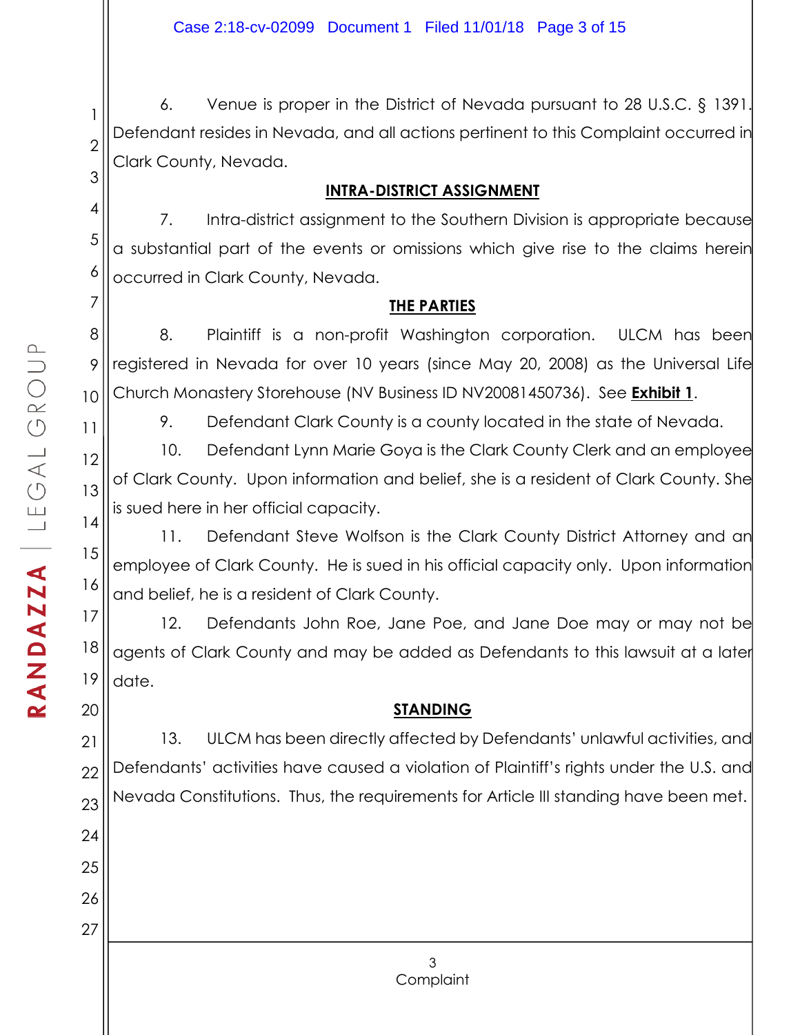6. Venue is proper in the District of Nevada pursuant to 28 U.S.C. § 1391. Defendant resides in Nevada, and all actions pertinent to this Complaint occurred in Clark County, Nevada.

## INTRA-DISTRICT ASSIGNMENT

7. Intra-district assignment to the Southern Division is appropriate because a substantial part of the events or omissions which give rise to the claims herein occurred in Clark County, Nevada.

## THE PARTIES

8. Plaintiff is a non-profit Washington corporation. ULCM has been registered in Nevada for over 10 years (since May 20, 2008) as the Universal Life Church Monastery Storehouse (NV Business ID NV20081450736). See **Exhibit 1**.

9. Defendant Clark County is a county located in the state of Nevada.

10. Defendant Lynn Marie Goya is the Clark County Clerk and an employee of Clark County. Upon information and belief, she is a resident of Clark County. She is sued here in her official capacity.

11. Defendant Steve Wolfson is the Clark County District Attorney and an employee of Clark County. He is sued in his official capacity only. Upon information and belief, he is a resident of Clark County.

12. Defendants John Roe, Jane Poe, and Jane Doe may or may not be agents of Clark County and may be added as Defendants to this lawsuit at a later date.

## STANDING

13. ULCM has been directly affected by Defendants' unlawful activities, and Defendants' activities have caused a violation of Plaintiff's rights under the U.S. and Nevada Constitutions. Thus, the requirements for Article III standing have been met.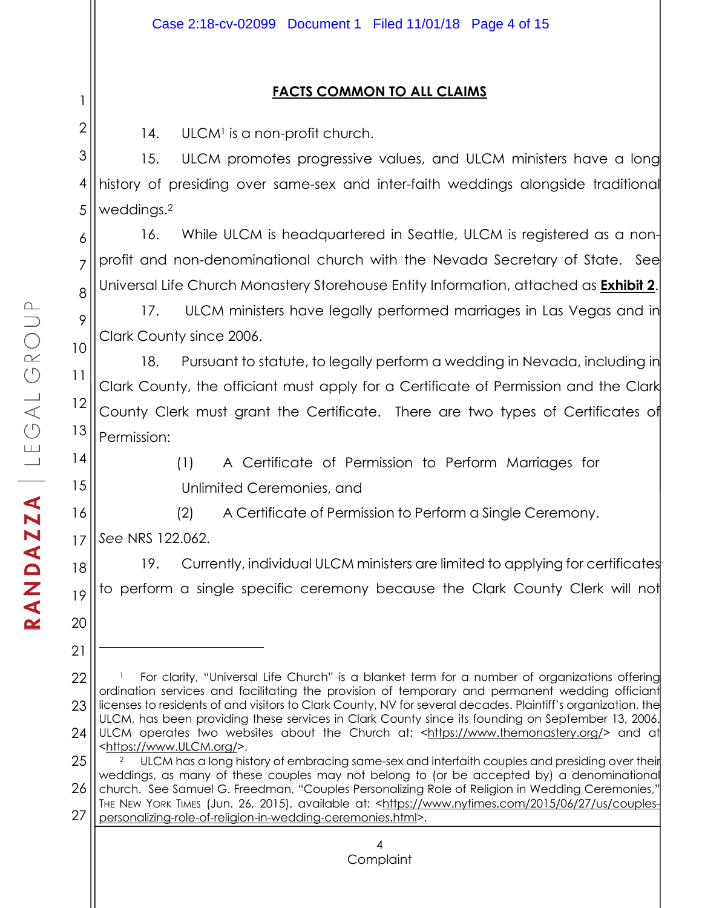## FACTS COMMON TO ALL CLAIMS

14. ULCM[1] is a non-profit church.

15. ULCM promotes progressive values, and ULCM ministers have a long history of presiding over same-sex and inter-faith weddings alongside traditional weddings.[2]

16. While ULCM is headquartered in Seattle, ULCM is registered as a non-profit and non-denominational church with the Nevada Secretary of State. See Universal Life Church Monastery Storehouse Entity Information, attached as **Exhibit 2**.

17. ULCM ministers have legally performed marriages in Las Vegas and in Clark County since 2006.

18. Pursuant to statute, to legally perform a wedding in Nevada, including in Clark County, the officiant must apply for a Certificate of Permission and the Clark County Clerk must grant the Certificate. There are two types of Certificates of Permission:

> (1) A Certificate of Permission to Perform Marriages for Unlimited Ceremonies, and
>
> (2) A Certificate of Permission to Perform a Single Ceremony.

*See* NRS 122.062.

19. Currently, individual ULCM ministers are limited to applying for certificates to perform a single specific ceremony because the Clark County Clerk will not

---

[1] For clarity, "Universal Life Church" is a blanket term for a number of organizations offering ordination services and facilitating the provision of temporary and permanent wedding officiant licenses to residents of and visitors to Clark County, NV for several decades. Plaintiff's organization, the ULCM, has been providing these services in Clark County since its founding on September 13, 2006. ULCM operates two websites about the Church at: <https://www.themonastery.org/> and at <https://www.ULCM.org/>.

[2] ULCM has a long history of embracing same-sex and interfaith couples and presiding over their weddings, as many of these couples may not belong to (or be accepted by) a denominational church. See Samuel G. Freedman, "Couples Personalizing Role of Religion in Wedding Ceremonies," THE NEW YORK TIMES (Jun. 26, 2015), available at: <https://www.nytimes.com/2015/06/27/us/couples-personalizing-role-of-religion-in-wedding-ceremonies.html>.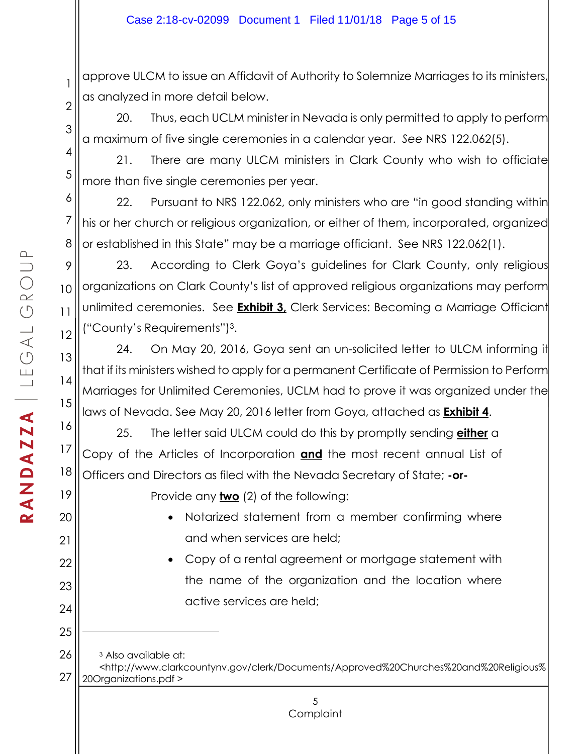approve ULCM to issue an Affidavit of Authority to Solemnize Marriages to its ministers, as analyzed in more detail below.

20. Thus, each UCLM minister in Nevada is only permitted to apply to perform a maximum of five single ceremonies in a calendar year. *See* NRS 122.062(5).

21. There are many ULCM ministers in Clark County who wish to officiate more than five single ceremonies per year.

22. Pursuant to NRS 122.062, only ministers who are "in good standing within his or her church or religious organization, or either of them, incorporated, organized or established in this State" may be a marriage officiant. See NRS 122.062(1).

23. According to Clerk Goya's guidelines for Clark County, only religious organizations on Clark County's list of approved religious organizations may perform unlimited ceremonies. See **Exhibit 3,** Clerk Services: Becoming a Marriage Officiant ("County's Requirements")[3].

24. On May 20, 2016, Goya sent an un-solicited letter to ULCM informing it that if its ministers wished to apply for a permanent Certificate of Permission to Perform Marriages for Unlimited Ceremonies, UCLM had to prove it was organized under the laws of Nevada. See May 20, 2016 letter from Goya, attached as **Exhibit 4**.

25. The letter said ULCM could do this by promptly sending **either** a Copy of the Articles of Incorporation **and** the most recent annual List of Officers and Directors as filed with the Nevada Secretary of State; **-or-**

Provide any **two** (2) of the following:

- Notarized statement from a member confirming where and when services are held;
- Copy of a rental agreement or mortgage statement with the name of the organization and the location where active services are held;

---

[3] Also available at: <http://www.clarkcountynv.gov/clerk/Documents/Approved%20Churches%20and%20Religious%20Organizations.pdf >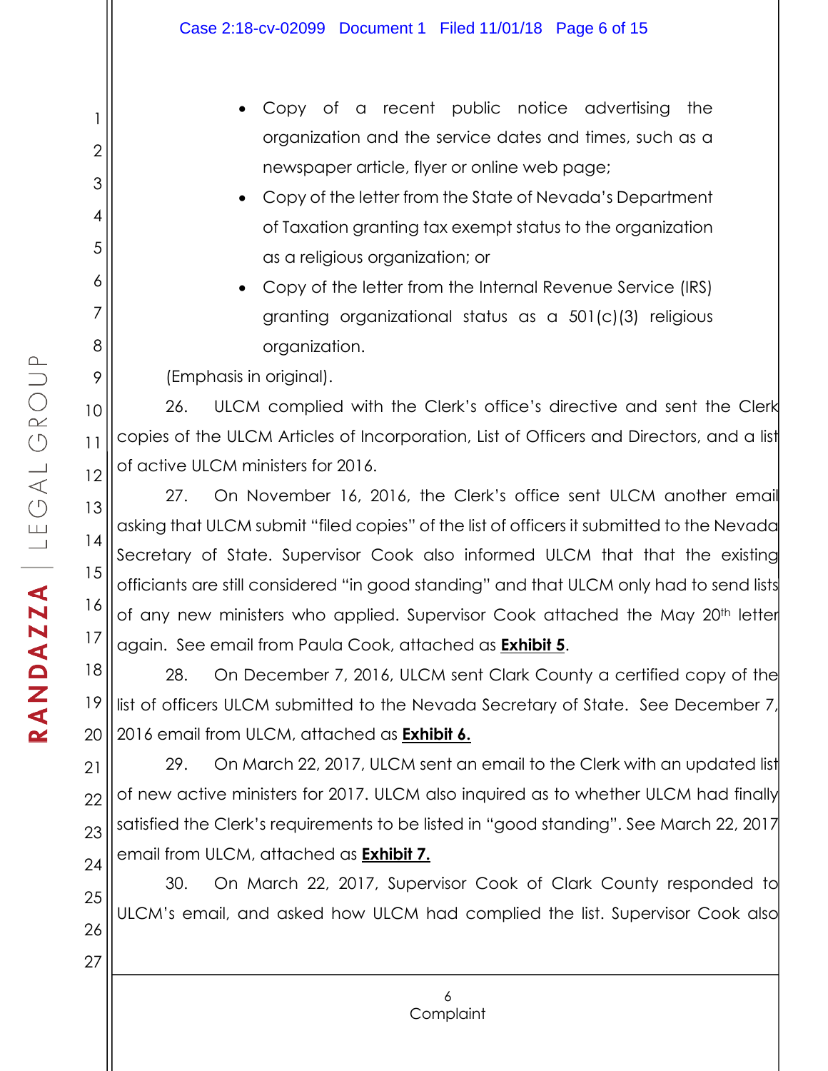- Copy of a recent public notice advertising the organization and the service dates and times, such as a newspaper article, flyer or online web page;
- Copy of the letter from the State of Nevada's Department of Taxation granting tax exempt status to the organization as a religious organization; or
- Copy of the letter from the Internal Revenue Service (IRS) granting organizational status as a 501(c)(3) religious organization.

(Emphasis in original).

26. ULCM complied with the Clerk's office's directive and sent the Clerk copies of the ULCM Articles of Incorporation, List of Officers and Directors, and a list of active ULCM ministers for 2016.

27. On November 16, 2016, the Clerk's office sent ULCM another email asking that ULCM submit "filed copies" of the list of officers it submitted to the Nevada Secretary of State. Supervisor Cook also informed ULCM that that the existing officiants are still considered "in good standing" and that ULCM only had to send lists of any new ministers who applied. Supervisor Cook attached the May 20th letter again. See email from Paula Cook, attached as **Exhibit 5**.

28. On December 7, 2016, ULCM sent Clark County a certified copy of the list of officers ULCM submitted to the Nevada Secretary of State. See December 7, 2016 email from ULCM, attached as **Exhibit 6.**

29. On March 22, 2017, ULCM sent an email to the Clerk with an updated list of new active ministers for 2017. ULCM also inquired as to whether ULCM had finally satisfied the Clerk's requirements to be listed in "good standing". See March 22, 2017 email from ULCM, attached as **Exhibit 7.**

30. On March 22, 2017, Supervisor Cook of Clark County responded to ULCM's email, and asked how ULCM had complied the list. Supervisor Cook also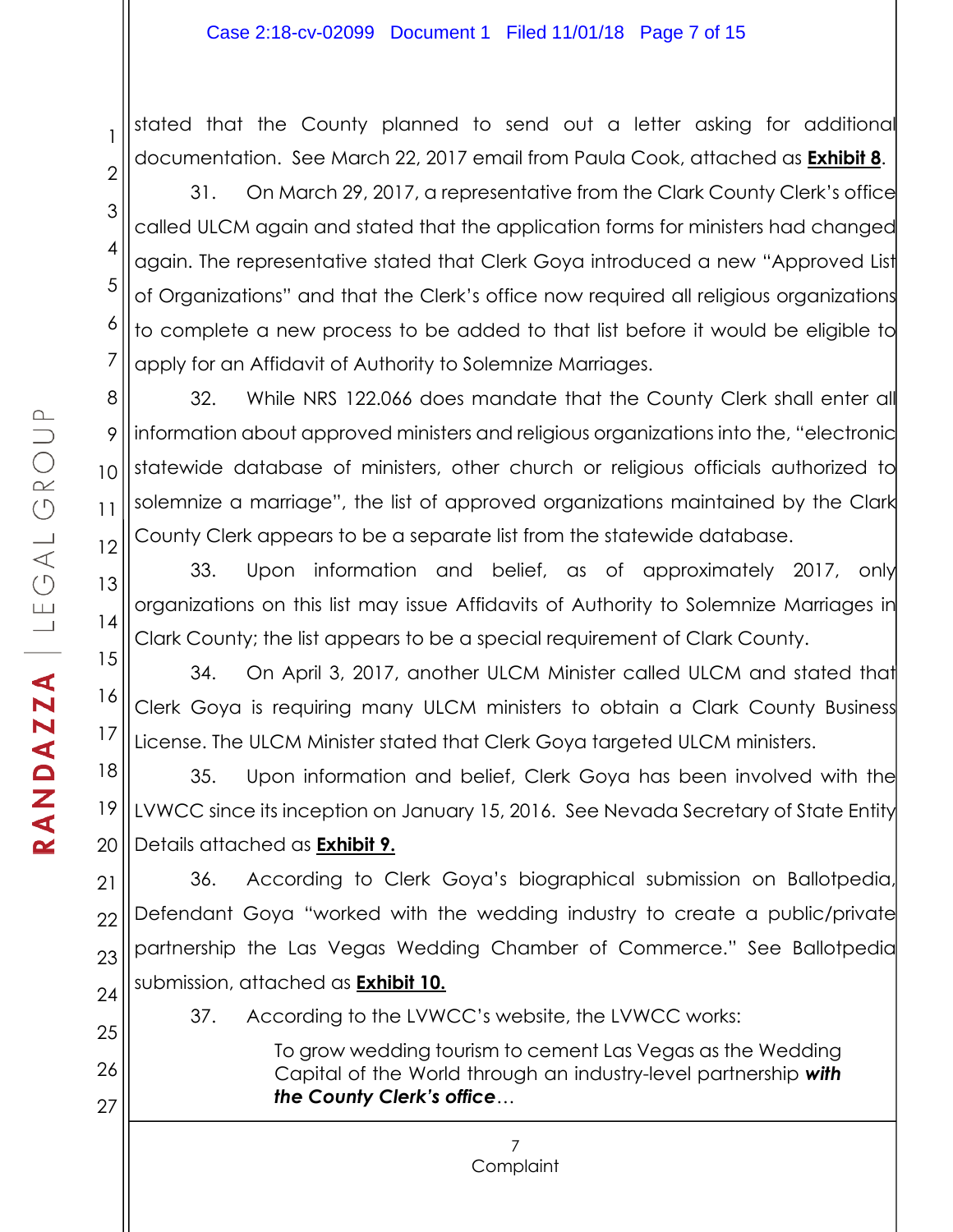stated that the County planned to send out a letter asking for additional documentation. See March 22, 2017 email from Paula Cook, attached as **Exhibit 8**.

31. On March 29, 2017, a representative from the Clark County Clerk's office called ULCM again and stated that the application forms for ministers had changed again. The representative stated that Clerk Goya introduced a new "Approved List of Organizations" and that the Clerk's office now required all religious organizations to complete a new process to be added to that list before it would be eligible to apply for an Affidavit of Authority to Solemnize Marriages.

32. While NRS 122.066 does mandate that the County Clerk shall enter all information about approved ministers and religious organizations into the, "electronic statewide database of ministers, other church or religious officials authorized to solemnize a marriage", the list of approved organizations maintained by the Clark County Clerk appears to be a separate list from the statewide database.

33. Upon information and belief, as of approximately 2017, only organizations on this list may issue Affidavits of Authority to Solemnize Marriages in Clark County; the list appears to be a special requirement of Clark County.

34. On April 3, 2017, another ULCM Minister called ULCM and stated that Clerk Goya is requiring many ULCM ministers to obtain a Clark County Business License. The ULCM Minister stated that Clerk Goya targeted ULCM ministers.

35. Upon information and belief, Clerk Goya has been involved with the LVWCC since its inception on January 15, 2016. See Nevada Secretary of State Entity Details attached as **Exhibit 9.**

36. According to Clerk Goya's biographical submission on Ballotpedia, Defendant Goya "worked with the wedding industry to create a public/private partnership the Las Vegas Wedding Chamber of Commerce." See Ballotpedia submission, attached as **Exhibit 10.**

37. According to the LVWCC's website, the LVWCC works:

> To grow wedding tourism to cement Las Vegas as the Wedding Capital of the World through an industry-level partnership ***with the County Clerk's office***…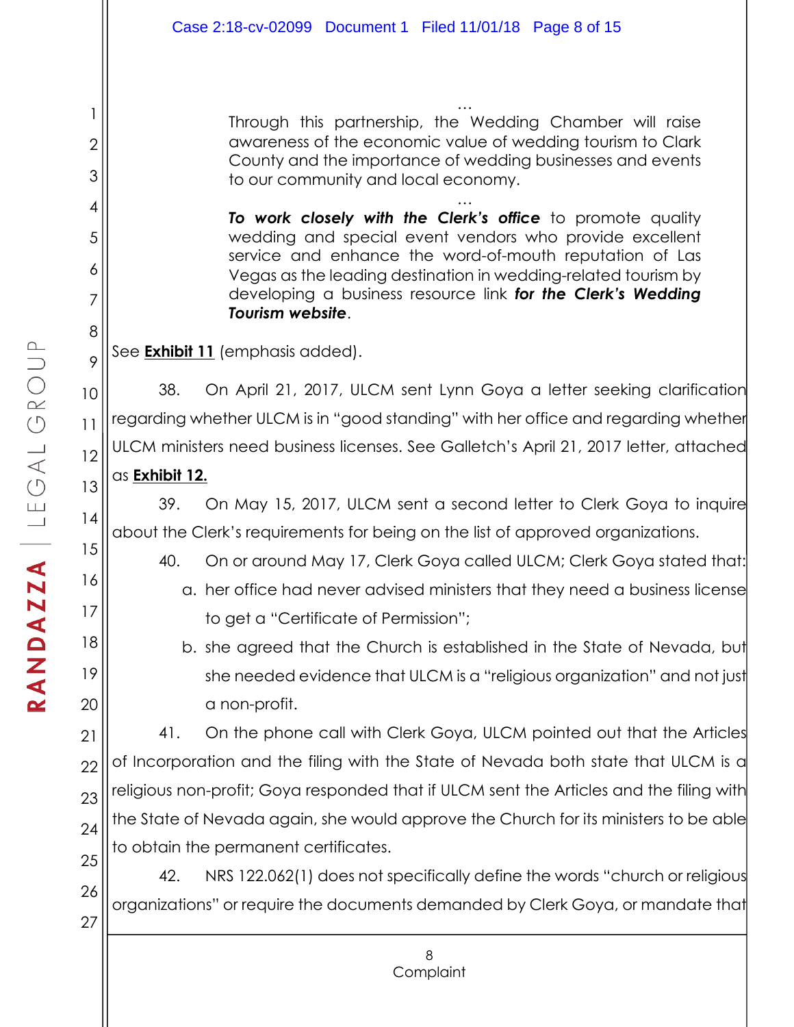> …
>
> Through this partnership, the Wedding Chamber will raise awareness of the economic value of wedding tourism to Clark County and the importance of wedding businesses and events to our community and local economy.
>
> …
>
> ***To work closely with the Clerk's office*** to promote quality wedding and special event vendors who provide excellent service and enhance the word-of-mouth reputation of Las Vegas as the leading destination in wedding-related tourism by developing a business resource link ***for the Clerk's Wedding Tourism website***.

See **Exhibit 11** (emphasis added).

38. On April 21, 2017, ULCM sent Lynn Goya a letter seeking clarification regarding whether ULCM is in "good standing" with her office and regarding whether ULCM ministers need business licenses. See Galletch's April 21, 2017 letter, attached as **Exhibit 12.**

39. On May 15, 2017, ULCM sent a second letter to Clerk Goya to inquire about the Clerk's requirements for being on the list of approved organizations.

40. On or around May 17, Clerk Goya called ULCM; Clerk Goya stated that:

a. her office had never advised ministers that they need a business license to get a "Certificate of Permission";

b. she agreed that the Church is established in the State of Nevada, but she needed evidence that ULCM is a "religious organization" and not just a non-profit.

41. On the phone call with Clerk Goya, ULCM pointed out that the Articles of Incorporation and the filing with the State of Nevada both state that ULCM is a religious non-profit; Goya responded that if ULCM sent the Articles and the filing with the State of Nevada again, she would approve the Church for its ministers to be able to obtain the permanent certificates.

42. NRS 122.062(1) does not specifically define the words "church or religious organizations" or require the documents demanded by Clerk Goya, or mandate that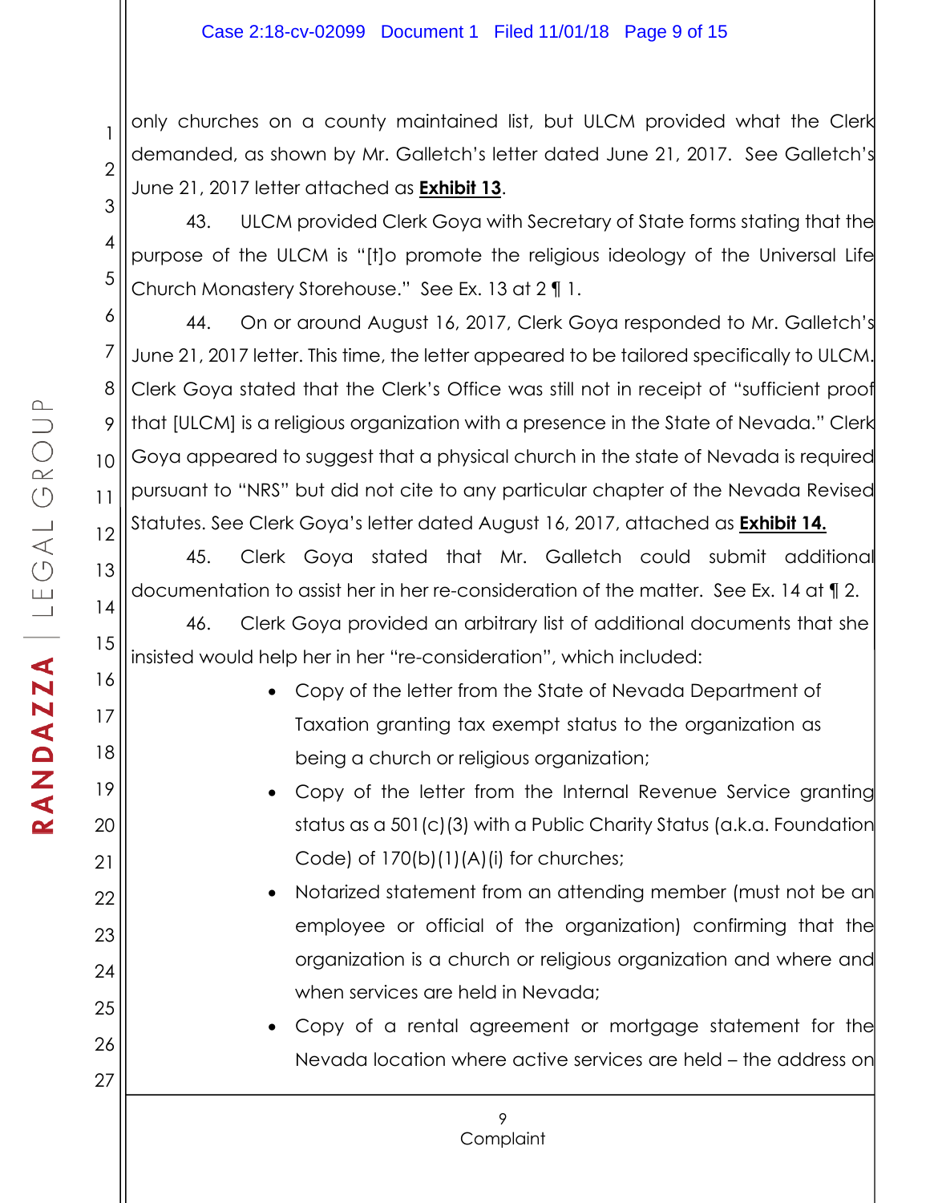only churches on a county maintained list, but ULCM provided what the Clerk demanded, as shown by Mr. Galletch's letter dated June 21, 2017. See Galletch's June 21, 2017 letter attached as **Exhibit 13**.

43. ULCM provided Clerk Goya with Secretary of State forms stating that the purpose of the ULCM is "[t]o promote the religious ideology of the Universal Life Church Monastery Storehouse." See Ex. 13 at 2 ¶ 1.

44. On or around August 16, 2017, Clerk Goya responded to Mr. Galletch's June 21, 2017 letter. This time, the letter appeared to be tailored specifically to ULCM. Clerk Goya stated that the Clerk's Office was still not in receipt of "sufficient proof that [ULCM] is a religious organization with a presence in the State of Nevada." Clerk Goya appeared to suggest that a physical church in the state of Nevada is required pursuant to "NRS" but did not cite to any particular chapter of the Nevada Revised Statutes. See Clerk Goya's letter dated August 16, 2017, attached as **Exhibit 14.**

45. Clerk Goya stated that Mr. Galletch could submit additional documentation to assist her in her re-consideration of the matter. See Ex. 14 at ¶ 2.

46. Clerk Goya provided an arbitrary list of additional documents that she insisted would help her in her "re-consideration", which included:

- Copy of the letter from the State of Nevada Department of Taxation granting tax exempt status to the organization as being a church or religious organization;
- Copy of the letter from the Internal Revenue Service granting status as a 501(c)(3) with a Public Charity Status (a.k.a. Foundation Code) of 170(b)(1)(A)(i) for churches;
- Notarized statement from an attending member (must not be an employee or official of the organization) confirming that the organization is a church or religious organization and where and when services are held in Nevada;
- Copy of a rental agreement or mortgage statement for the Nevada location where active services are held – the address on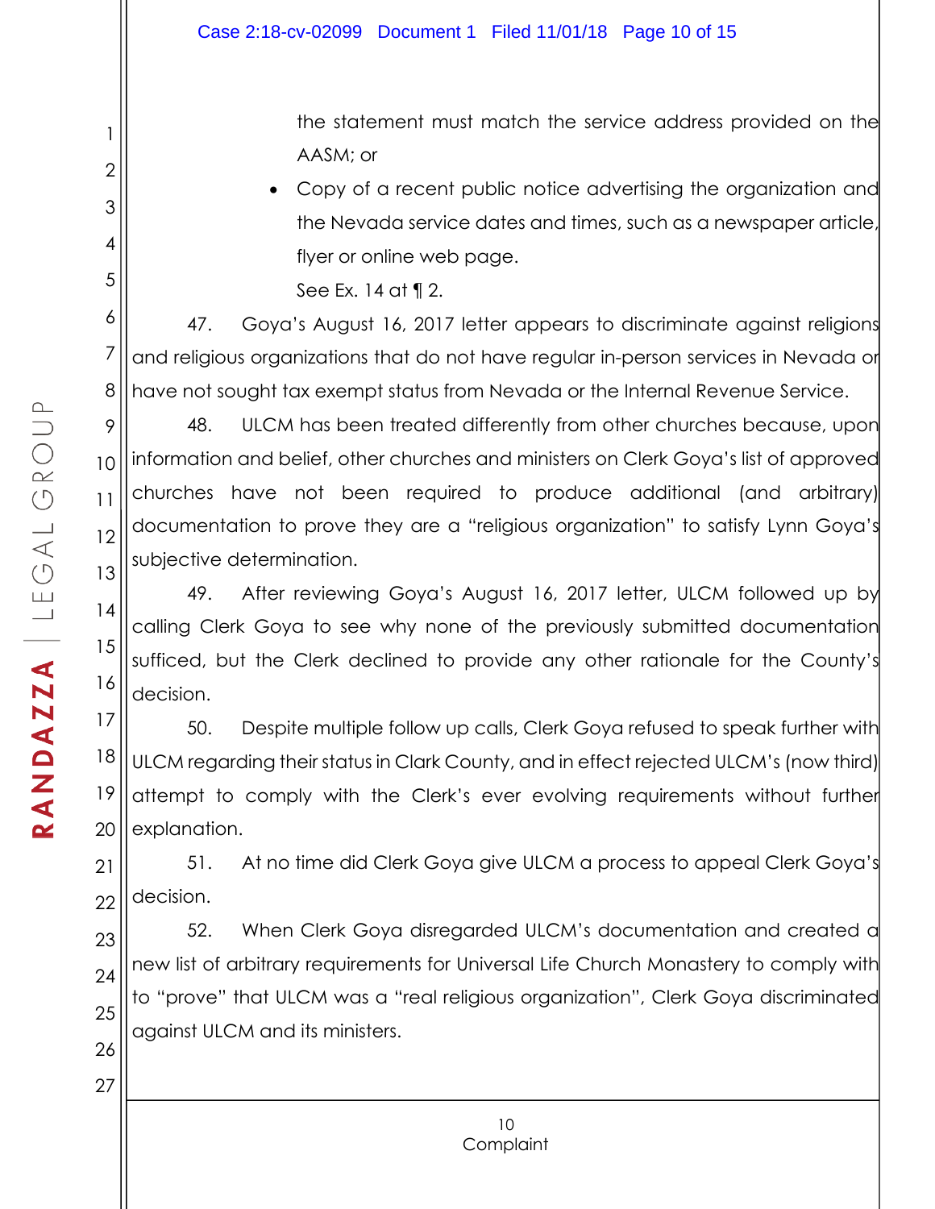the statement must match the service address provided on the AASM; or

- Copy of a recent public notice advertising the organization and the Nevada service dates and times, such as a newspaper article, flyer or online web page.

See Ex. 14 at ¶ 2.

47. Goya's August 16, 2017 letter appears to discriminate against religions and religious organizations that do not have regular in-person services in Nevada or have not sought tax exempt status from Nevada or the Internal Revenue Service.

48. ULCM has been treated differently from other churches because, upon information and belief, other churches and ministers on Clerk Goya's list of approved churches have not been required to produce additional (and arbitrary) documentation to prove they are a "religious organization" to satisfy Lynn Goya's subjective determination.

49. After reviewing Goya's August 16, 2017 letter, ULCM followed up by calling Clerk Goya to see why none of the previously submitted documentation sufficed, but the Clerk declined to provide any other rationale for the County's decision.

50. Despite multiple follow up calls, Clerk Goya refused to speak further with ULCM regarding their status in Clark County, and in effect rejected ULCM's (now third) attempt to comply with the Clerk's ever evolving requirements without further explanation.

51. At no time did Clerk Goya give ULCM a process to appeal Clerk Goya's decision.

52. When Clerk Goya disregarded ULCM's documentation and created a new list of arbitrary requirements for Universal Life Church Monastery to comply with to "prove" that ULCM was a "real religious organization", Clerk Goya discriminated against ULCM and its ministers.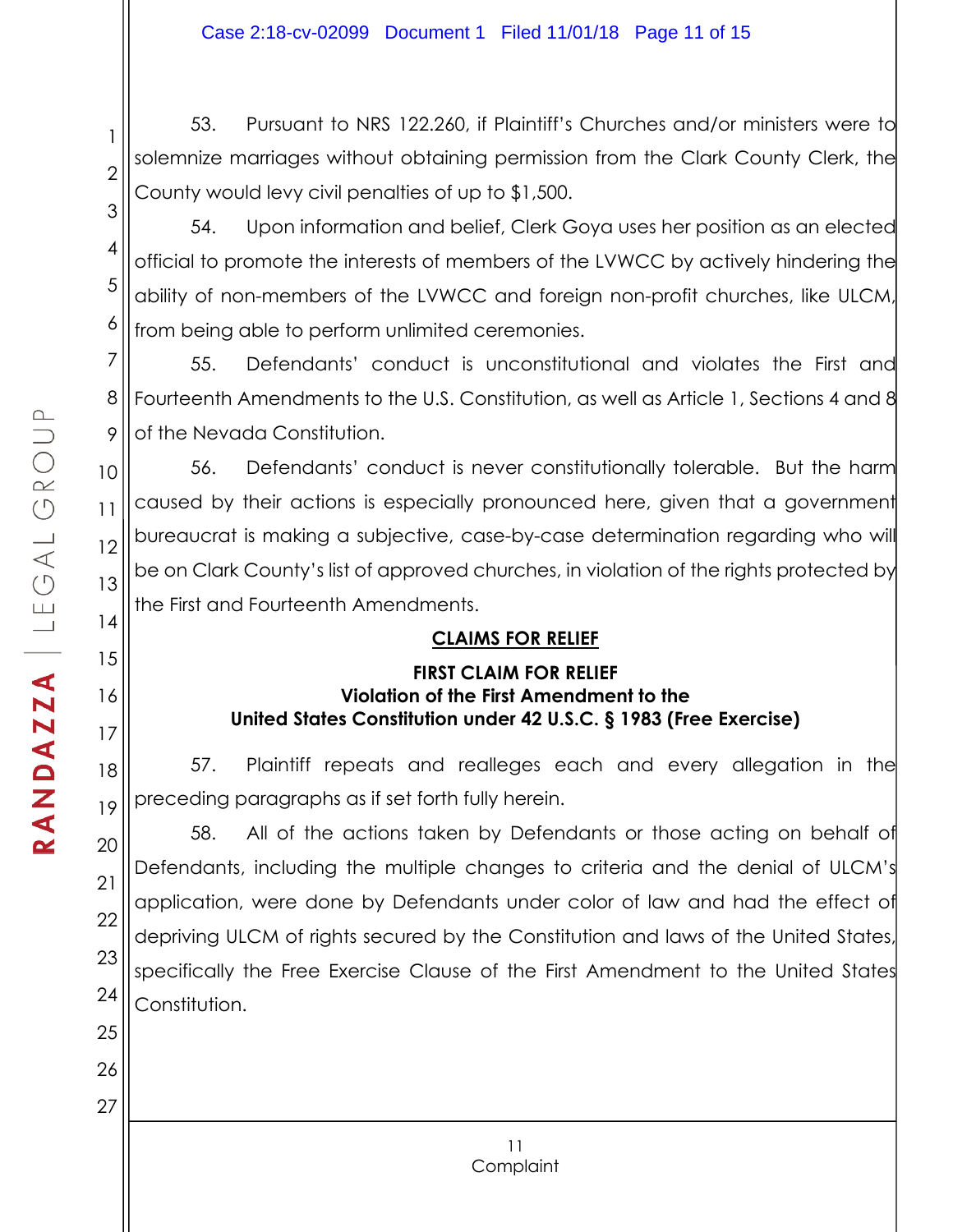53. Pursuant to NRS 122.260, if Plaintiff's Churches and/or ministers were to solemnize marriages without obtaining permission from the Clark County Clerk, the County would levy civil penalties of up to $1,500.

54. Upon information and belief, Clerk Goya uses her position as an elected official to promote the interests of members of the LVWCC by actively hindering the ability of non-members of the LVWCC and foreign non-profit churches, like ULCM, from being able to perform unlimited ceremonies.

55. Defendants' conduct is unconstitutional and violates the First and Fourteenth Amendments to the U.S. Constitution, as well as Article 1, Sections 4 and 8 of the Nevada Constitution.

56. Defendants' conduct is never constitutionally tolerable. But the harm caused by their actions is especially pronounced here, given that a government bureaucrat is making a subjective, case-by-case determination regarding who will be on Clark County's list of approved churches, in violation of the rights protected by the First and Fourteenth Amendments.

## CLAIMS FOR RELIEF

### FIRST CLAIM FOR RELIEF
### Violation of the First Amendment to the United States Constitution under 42 U.S.C. § 1983 (Free Exercise)

57. Plaintiff repeats and realleges each and every allegation in the preceding paragraphs as if set forth fully herein.

58. All of the actions taken by Defendants or those acting on behalf of Defendants, including the multiple changes to criteria and the denial of ULCM's application, were done by Defendants under color of law and had the effect of depriving ULCM of rights secured by the Constitution and laws of the United States, specifically the Free Exercise Clause of the First Amendment to the United States Constitution.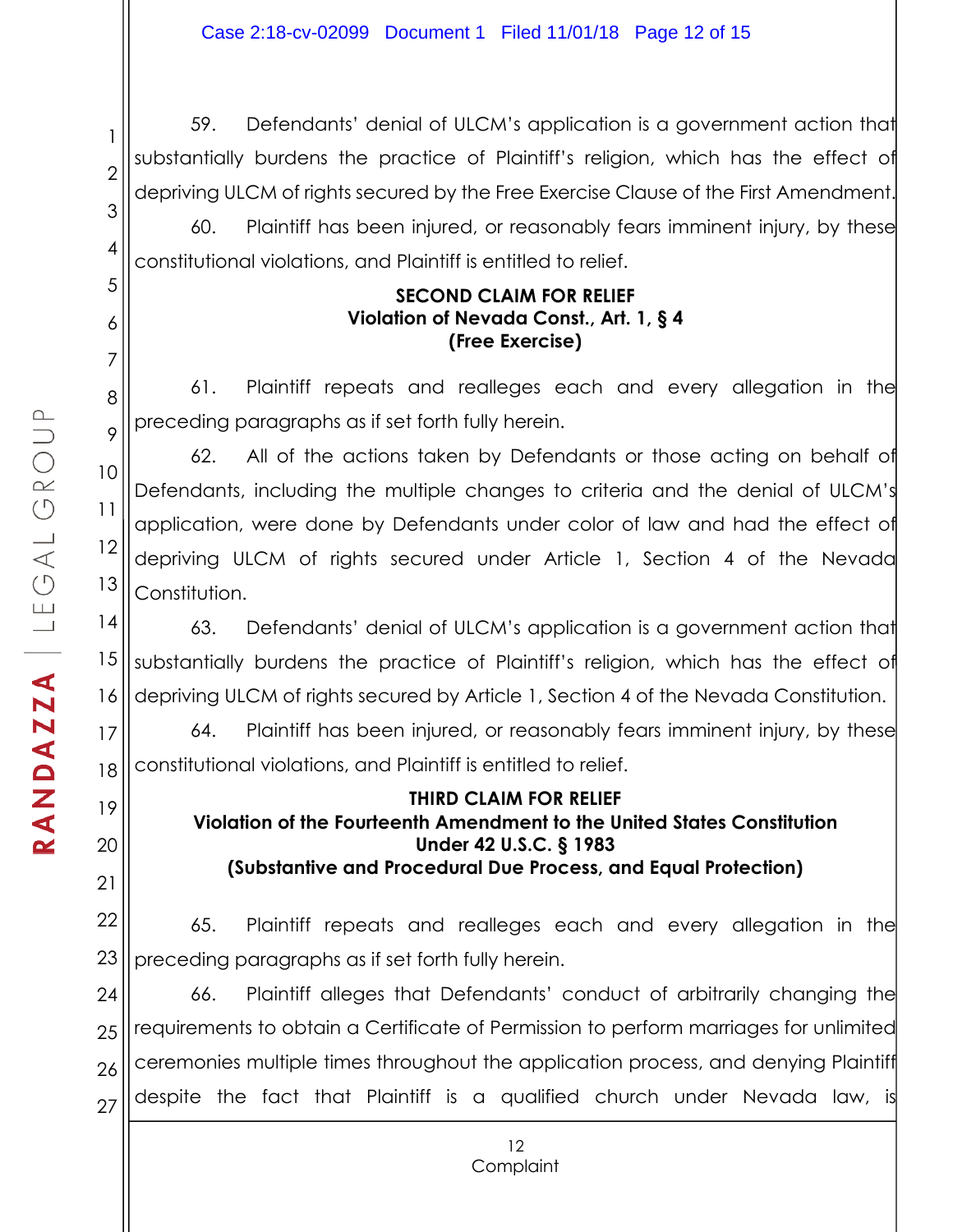59. Defendants' denial of ULCM's application is a government action that substantially burdens the practice of Plaintiff's religion, which has the effect of depriving ULCM of rights secured by the Free Exercise Clause of the First Amendment.

60. Plaintiff has been injured, or reasonably fears imminent injury, by these constitutional violations, and Plaintiff is entitled to relief.

**SECOND CLAIM FOR RELIEF**
**Violation of Nevada Const., Art. 1, § 4**
**(Free Exercise)**

61. Plaintiff repeats and realleges each and every allegation in the preceding paragraphs as if set forth fully herein.

62. All of the actions taken by Defendants or those acting on behalf of Defendants, including the multiple changes to criteria and the denial of ULCM's application, were done by Defendants under color of law and had the effect of depriving ULCM of rights secured under Article 1, Section 4 of the Nevada Constitution.

63. Defendants' denial of ULCM's application is a government action that substantially burdens the practice of Plaintiff's religion, which has the effect of depriving ULCM of rights secured by Article 1, Section 4 of the Nevada Constitution.

64. Plaintiff has been injured, or reasonably fears imminent injury, by these constitutional violations, and Plaintiff is entitled to relief.

**THIRD CLAIM FOR RELIEF**
**Violation of the Fourteenth Amendment to the United States Constitution**
**Under 42 U.S.C. § 1983**
**(Substantive and Procedural Due Process, and Equal Protection)**

65. Plaintiff repeats and realleges each and every allegation in the preceding paragraphs as if set forth fully herein.

66. Plaintiff alleges that Defendants' conduct of arbitrarily changing the requirements to obtain a Certificate of Permission to perform marriages for unlimited ceremonies multiple times throughout the application process, and denying Plaintiff despite the fact that Plaintiff is a qualified church under Nevada law, is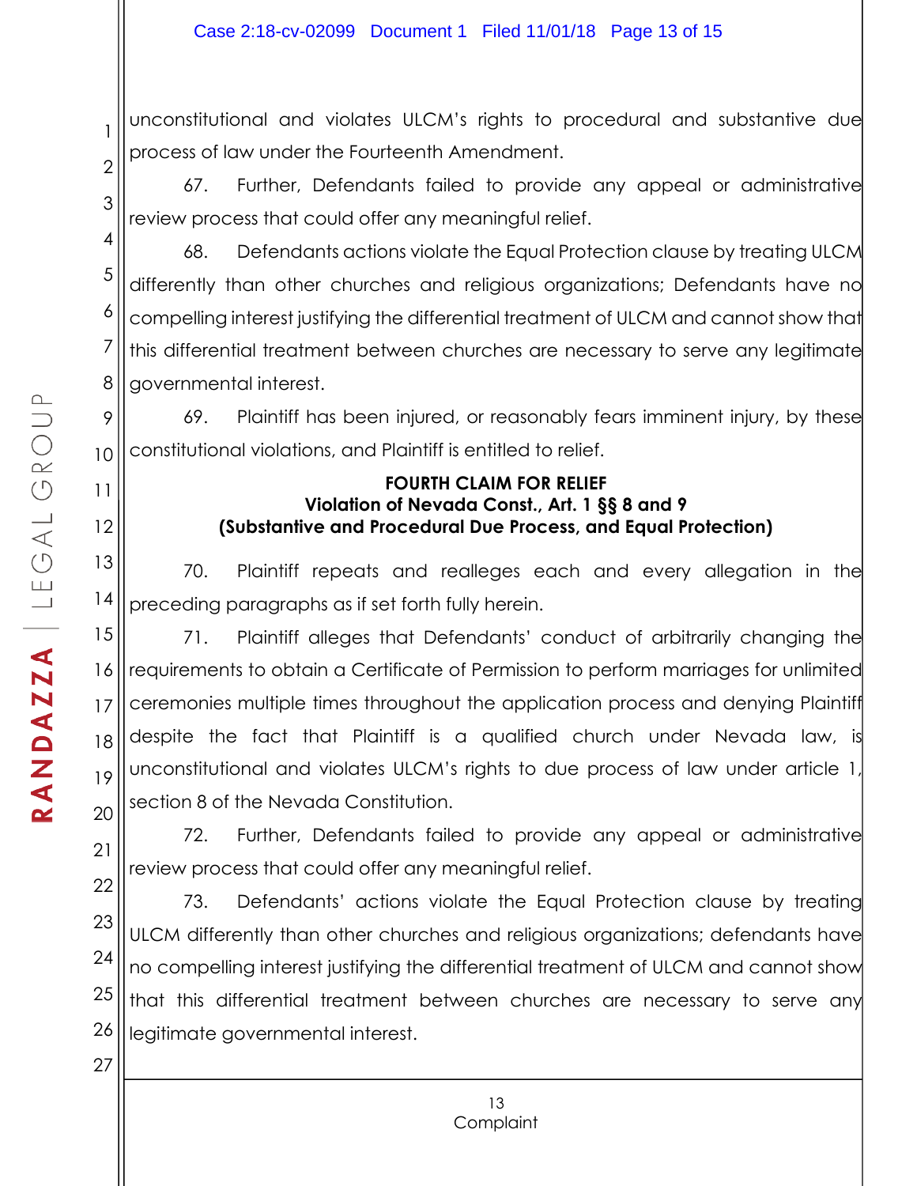unconstitutional and violates ULCM's rights to procedural and substantive due process of law under the Fourteenth Amendment.

67. Further, Defendants failed to provide any appeal or administrative review process that could offer any meaningful relief.

68. Defendants actions violate the Equal Protection clause by treating ULCM differently than other churches and religious organizations; Defendants have no compelling interest justifying the differential treatment of ULCM and cannot show that this differential treatment between churches are necessary to serve any legitimate governmental interest.

69. Plaintiff has been injured, or reasonably fears imminent injury, by these constitutional violations, and Plaintiff is entitled to relief.

**FOURTH CLAIM FOR RELIEF**
**Violation of Nevada Const., Art. 1 §§ 8 and 9**
**(Substantive and Procedural Due Process, and Equal Protection)**

70. Plaintiff repeats and realleges each and every allegation in the preceding paragraphs as if set forth fully herein.

71. Plaintiff alleges that Defendants' conduct of arbitrarily changing the requirements to obtain a Certificate of Permission to perform marriages for unlimited ceremonies multiple times throughout the application process and denying Plaintiff despite the fact that Plaintiff is a qualified church under Nevada law, is unconstitutional and violates ULCM's rights to due process of law under article 1, section 8 of the Nevada Constitution.

72. Further, Defendants failed to provide any appeal or administrative review process that could offer any meaningful relief.

73. Defendants' actions violate the Equal Protection clause by treating ULCM differently than other churches and religious organizations; defendants have no compelling interest justifying the differential treatment of ULCM and cannot show that this differential treatment between churches are necessary to serve any legitimate governmental interest.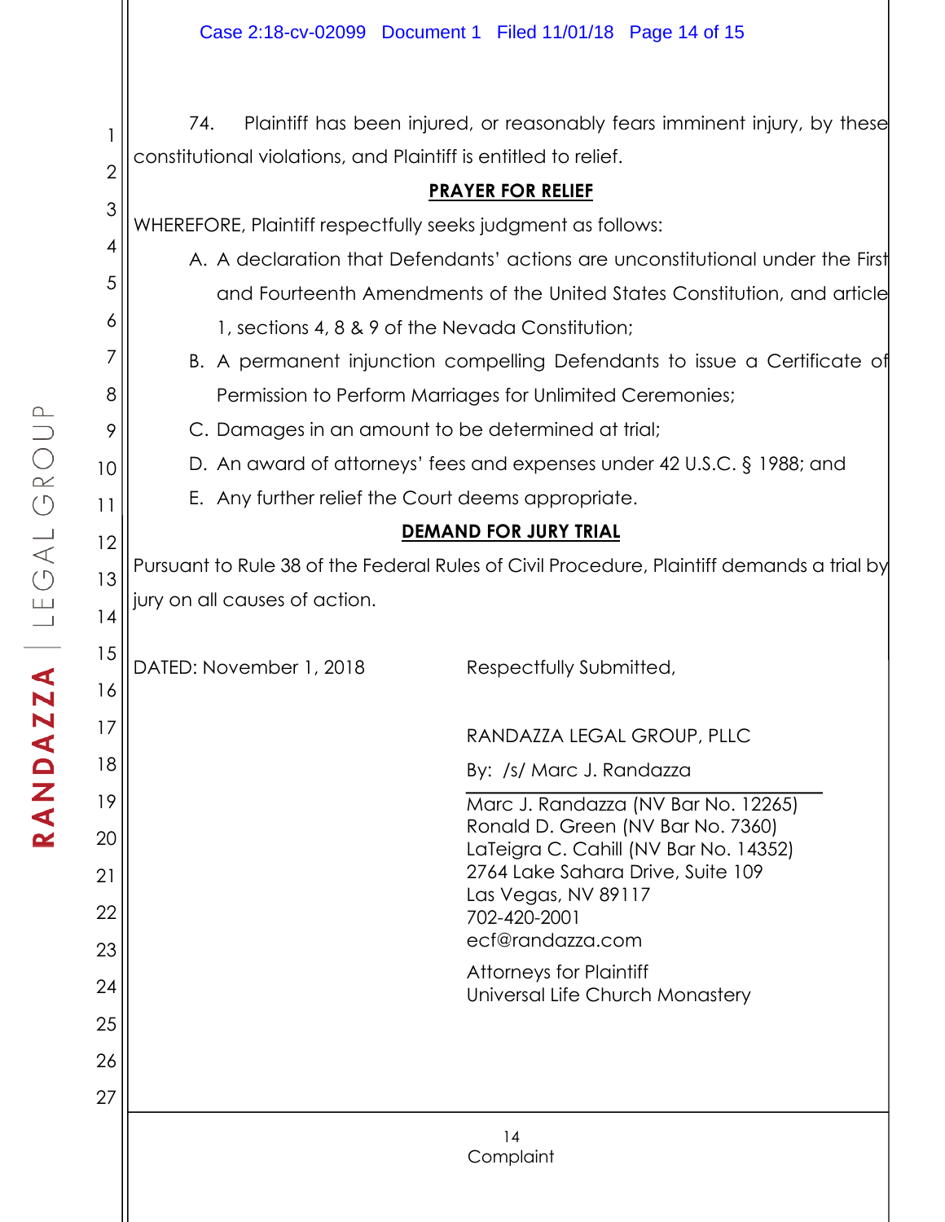74. Plaintiff has been injured, or reasonably fears imminent injury, by these constitutional violations, and Plaintiff is entitled to relief.

## PRAYER FOR RELIEF

WHEREFORE, Plaintiff respectfully seeks judgment as follows:

A. A declaration that Defendants' actions are unconstitutional under the First and Fourteenth Amendments of the United States Constitution, and article 1, sections 4, 8 & 9 of the Nevada Constitution;

B. A permanent injunction compelling Defendants to issue a Certificate of Permission to Perform Marriages for Unlimited Ceremonies;

C. Damages in an amount to be determined at trial;

D. An award of attorneys' fees and expenses under 42 U.S.C. § 1988; and

E. Any further relief the Court deems appropriate.

## DEMAND FOR JURY TRIAL

Pursuant to Rule 38 of the Federal Rules of Civil Procedure, Plaintiff demands a trial by jury on all causes of action.

DATED: November 1, 2018

Respectfully Submitted,

RANDAZZA LEGAL GROUP, PLLC

By: /s/ Marc J. Randazza

Marc J. Randazza (NV Bar No. 12265)
Ronald D. Green (NV Bar No. 7360)
LaTeigra C. Cahill (NV Bar No. 14352)
2764 Lake Sahara Drive, Suite 109
Las Vegas, NV 89117
702-420-2001
ecf@randazza.com

Attorneys for Plaintiff
Universal Life Church Monastery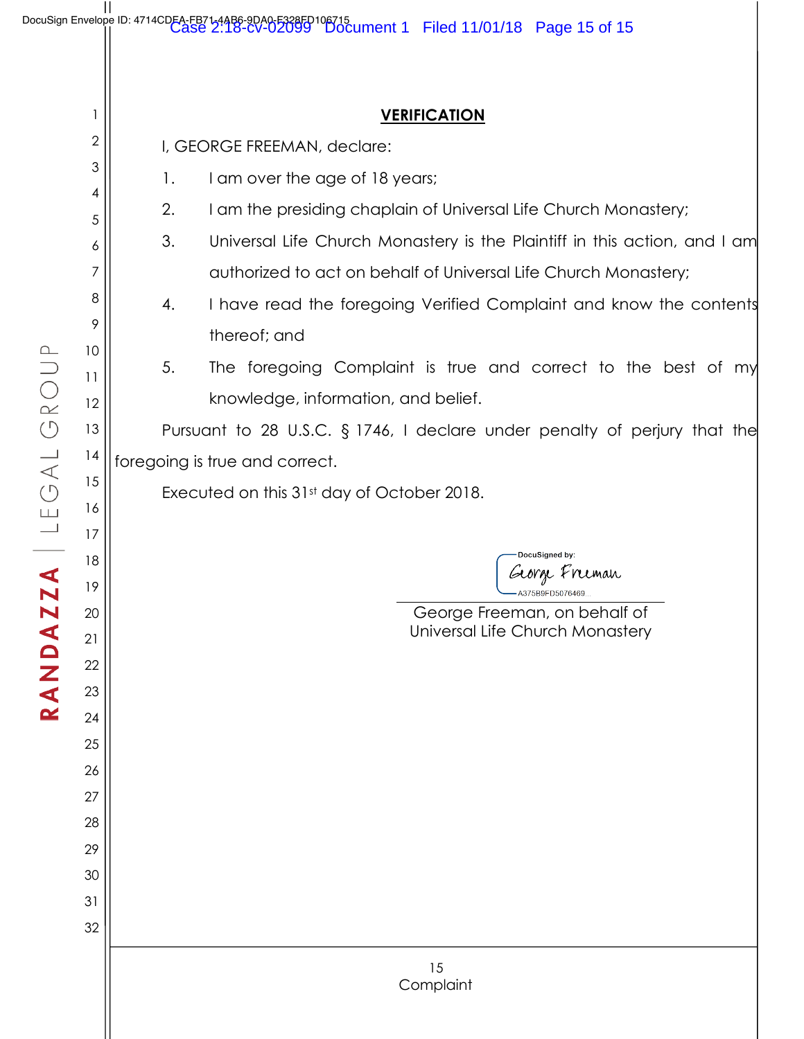## VERIFICATION

I, GEORGE FREEMAN, declare:

1. I am over the age of 18 years;
2. I am the presiding chaplain of Universal Life Church Monastery;
3. Universal Life Church Monastery is the Plaintiff in this action, and I am authorized to act on behalf of Universal Life Church Monastery;
4. I have read the foregoing Verified Complaint and know the contents thereof; and
5. The foregoing Complaint is true and correct to the best of my knowledge, information, and belief.

Pursuant to 28 U.S.C. § 1746, I declare under penalty of perjury that the foregoing is true and correct.

Executed on this 31st day of October 2018.

DocuSigned by:
George Freeman
A375B9FD5076469...

George Freeman, on behalf of
Universal Life Church Monastery